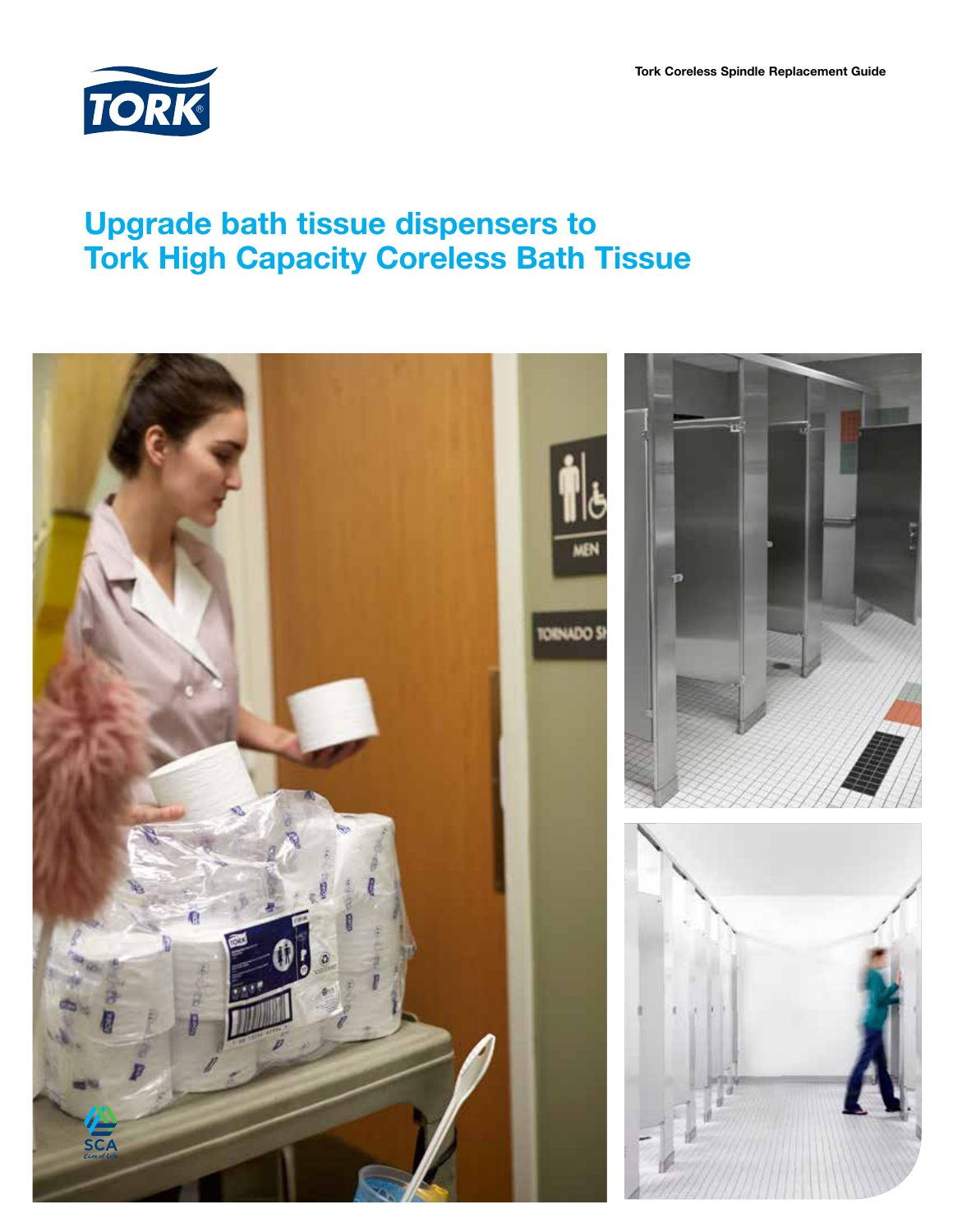Tork Coreless Spindle Replacement Guide

# Upgrade bath tissue dispensers to Tork High Capacity Coreless Bath Tissue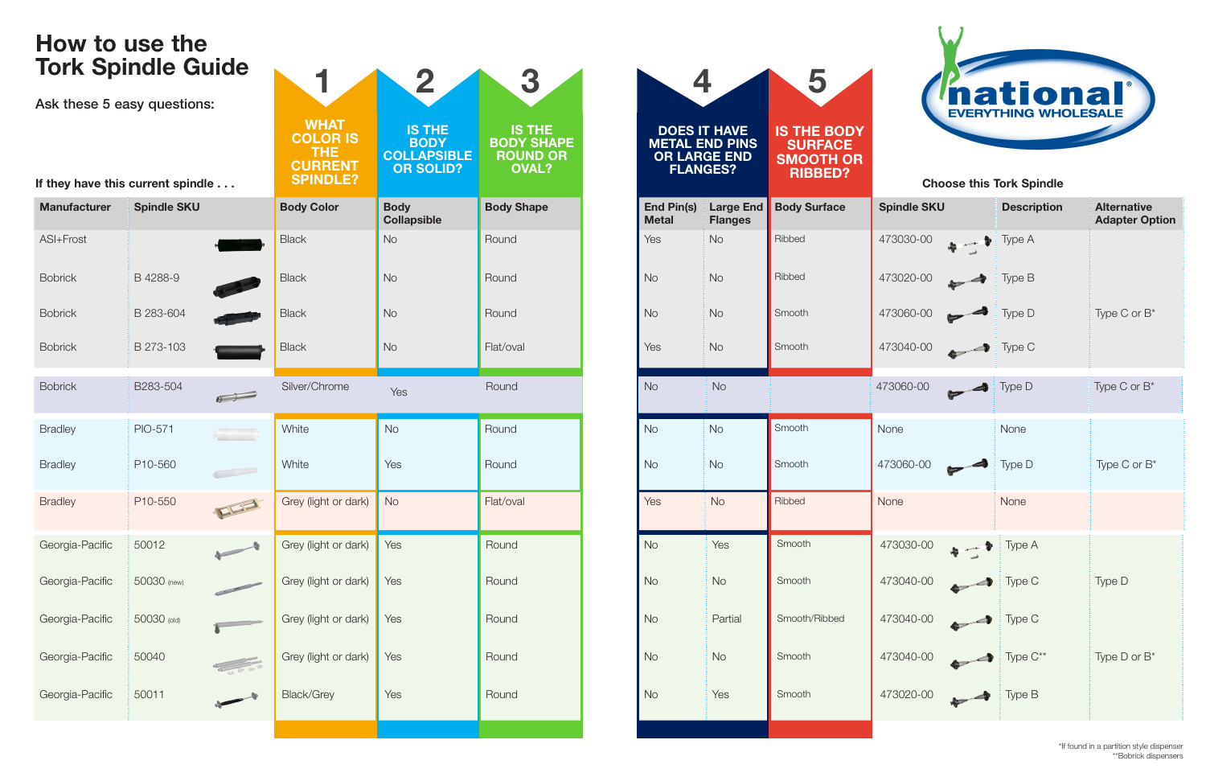# How to use the Tork Spindle Guide

Ask these 5 easy questions:

**1** WHAT COLOR IS THE CURRENT SPINDLE?

**2** IS THE BODY COLLAPSIBLE OR SOLID?

**3** IS THE BODY SHAPE ROUND OR OVAL?

**4** DOES IT HAVE METAL END PINS OR LARGE END FLANGES?

**5** IS THE BODY SURFACE SMOOTH OR RIBBED?

national EVERYTHING WHOLESALE

If they have this current spindle . . . / Choose this Tork Spindle

| Manufacturer | Spindle SKU | Body Color | Body Collapsible | Body Shape | End Pin(s) Metal | Large End Flanges | Body Surface | Spindle SKU | Description | Alternative Adapter Option |
|---|---|---|---|---|---|---|---|---|---|---|
| ASI+Frost | | Black | No | Round | Yes | No | Ribbed | 473030-00 | Type A | |
| Bobrick | B 4288-9 | Black | No | Round | No | No | Ribbed | 473020-00 | Type B | |
| Bobrick | B 283-604 | Black | No | Round | No | No | Smooth | 473060-00 | Type D | Type C or B* |
| Bobrick | B 273-103 | Black | No | Flat/oval | Yes | No | Smooth | 473040-00 | Type C | |
| Bobrick | B283-504 | Silver/Chrome | Yes | Round | No | No | | 473060-00 | Type D | Type C or B* |
| Bradley | PIO-571 | White | No | Round | No | No | Smooth | None | None | |
| Bradley | P10-560 | White | Yes | Round | No | No | Smooth | 473060-00 | Type D | Type C or B* |
| Bradley | P10-550 | Grey (light or dark) | No | Flat/oval | Yes | No | Ribbed | None | None | |
| Georgia-Pacific | 50012 | Grey (light or dark) | Yes | Round | No | Yes | Smooth | 473030-00 | Type A | |
| Georgia-Pacific | 50030 (new) | Grey (light or dark) | Yes | Round | No | No | Smooth | 473040-00 | Type C | Type D |
| Georgia-Pacific | 50030 (old) | Grey (light or dark) | Yes | Round | No | Partial | Smooth/Ribbed | 473040-00 | Type C | |
| Georgia-Pacific | 50040 | Grey (light or dark) | Yes | Round | No | No | Smooth | 473040-00 | Type C** | Type D or B* |
| Georgia-Pacific | 50011 | Black/Grey | Yes | Round | No | Yes | Smooth | 473020-00 | Type B | |

*If found in a partition style dispenser
**Bobrick dispensers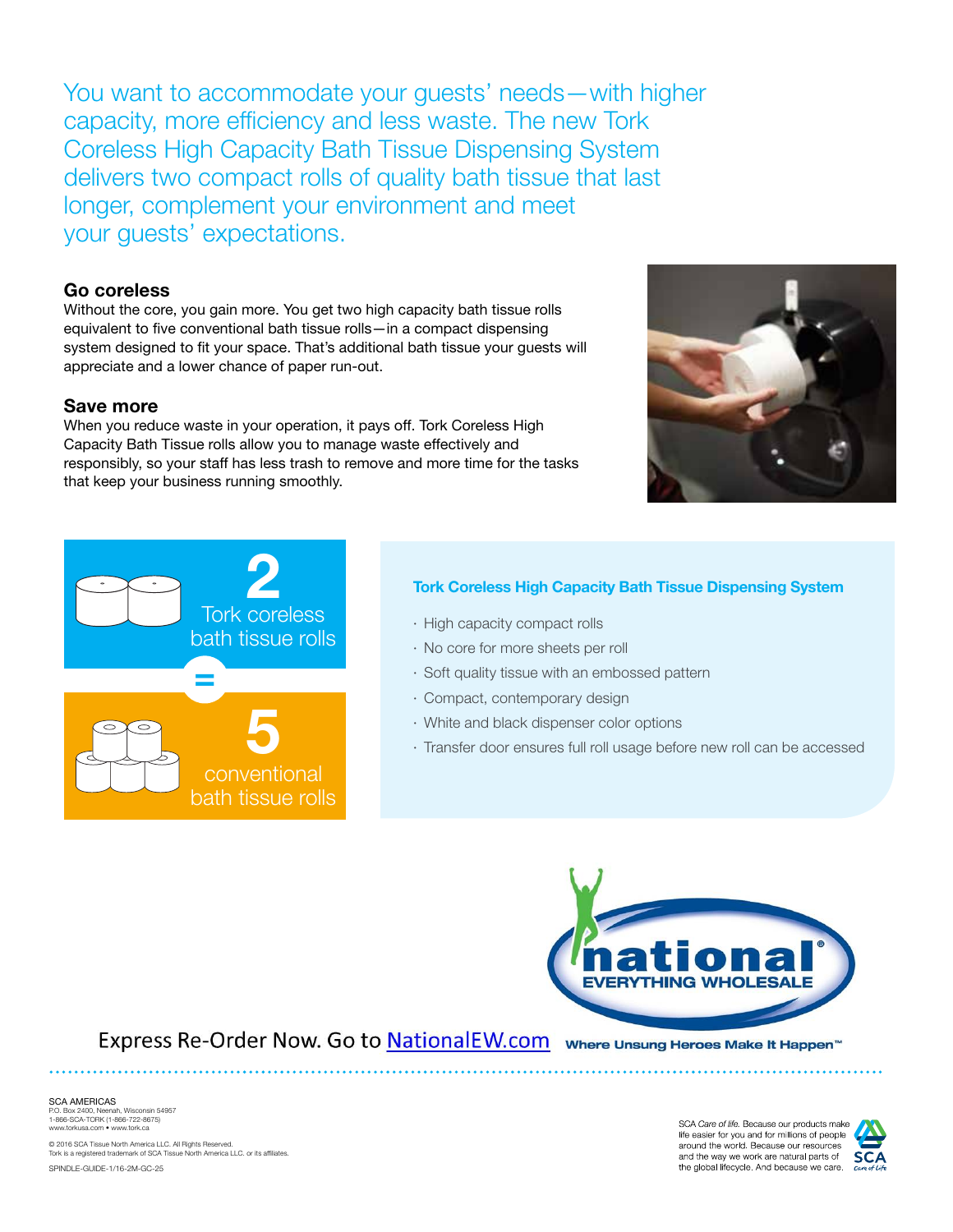You want to accommodate your guests' needs—with higher capacity, more efficiency and less waste. The new Tork Coreless High Capacity Bath Tissue Dispensing System delivers two compact rolls of quality bath tissue that last longer, complement your environment and meet your guests' expectations.

## Go coreless

Without the core, you gain more. You get two high capacity bath tissue rolls equivalent to five conventional bath tissue rolls—in a compact dispensing system designed to fit your space. That's additional bath tissue your guests will appreciate and a lower chance of paper run-out.

## Save more

When you reduce waste in your operation, it pays off. Tork Coreless High Capacity Bath Tissue rolls allow you to manage waste effectively and responsibly, so your staff has less trash to remove and more time for the tasks that keep your business running smoothly.

**2** Tork coreless bath tissue rolls

=

**5** conventional bath tissue rolls

### Tork Coreless High Capacity Bath Tissue Dispensing System

- High capacity compact rolls
- No core for more sheets per roll
- Soft quality tissue with an embossed pattern
- Compact, contemporary design
- White and black dispenser color options
- Transfer door ensures full roll usage before new roll can be accessed

national® EVERYTHING WHOLESALE

Express Re-Order Now. Go to NationalEW.com Where Unsung Heroes Make It Happen™

SCA AMERICAS
P.O. Box 2400, Neenah, Wisconsin 54957
1-866-SCA-TORK (1-866-722-8675)
www.torkusa.com • www.tork.ca

© 2016 SCA Tissue North America LLC. All Rights Reserved.
Tork is a registered trademark of SCA Tissue North America LLC. or its affiliates.

SPINDLE-GUIDE-1/16-2M-GC-25

SCA *Care of life.* Because our products make life easier for you and for millions of people around the world. Because our resources and the way we work are natural parts of the global lifecycle. And because we care.

SCA Care of Life